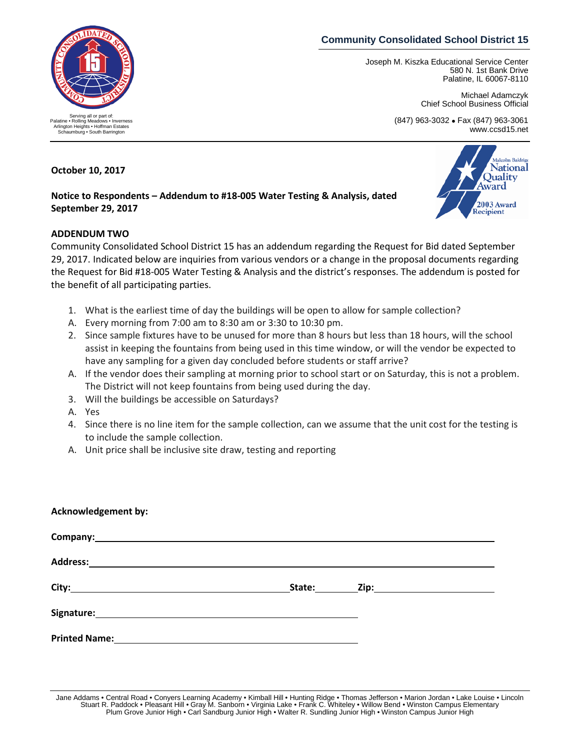**Community Consolidated School District 15**

Joseph M. Kiszka Educational Service Center
580 N. 1st Bank Drive
Palatine, IL 60067-8110

Michael Adamczyk
Chief School Business Official

(847) 963-3032 • Fax (847) 963-3061
www.ccsd15.net

Serving all or part of:
Palatine • Rolling Meadows • Inverness
Arlington Heights • Hoffman Estates
Schaumburg • South Barrington

**October 10, 2017**

**Notice to Respondents – Addendum to #18-005 Water Testing & Analysis, dated September 29, 2017**

**ADDENDUM TWO**

Community Consolidated School District 15 has an addendum regarding the Request for Bid dated September 29, 2017. Indicated below are inquiries from various vendors or a change in the proposal documents regarding the Request for Bid #18-005 Water Testing & Analysis and the district's responses. The addendum is posted for the benefit of all participating parties.

1. What is the earliest time of day the buildings will be open to allow for sample collection?
   A. Every morning from 7:00 am to 8:30 am or 3:30 to 10:30 pm.
2. Since sample fixtures have to be unused for more than 8 hours but less than 18 hours, will the school assist in keeping the fountains from being used in this time window, or will the vendor be expected to have any sampling for a given day concluded before students or staff arrive?
   A. If the vendor does their sampling at morning prior to school start or on Saturday, this is not a problem. The District will not keep fountains from being used during the day.
3. Will the buildings be accessible on Saturdays?
   A. Yes
4. Since there is no line item for the sample collection, can we assume that the unit cost for the testing is to include the sample collection.
   A. Unit price shall be inclusive site draw, testing and reporting

**Acknowledgement by:**

**Company:** ______________________________

**Address:** ______________________________

**City:** ____________________ **State:** ________ **Zip:** ____________

**Signature:** ______________________________

**Printed Name:** ______________________________

Jane Addams • Central Road • Conyers Learning Academy • Kimball Hill • Hunting Ridge • Thomas Jefferson • Marion Jordan • Lake Louise • Lincoln
Stuart R. Paddock • Pleasant Hill • Gray M. Sanborn • Virginia Lake • Frank C. Whiteley • Willow Bend • Winston Campus Elementary
Plum Grove Junior High • Carl Sandburg Junior High • Walter R. Sundling Junior High • Winston Campus Junior High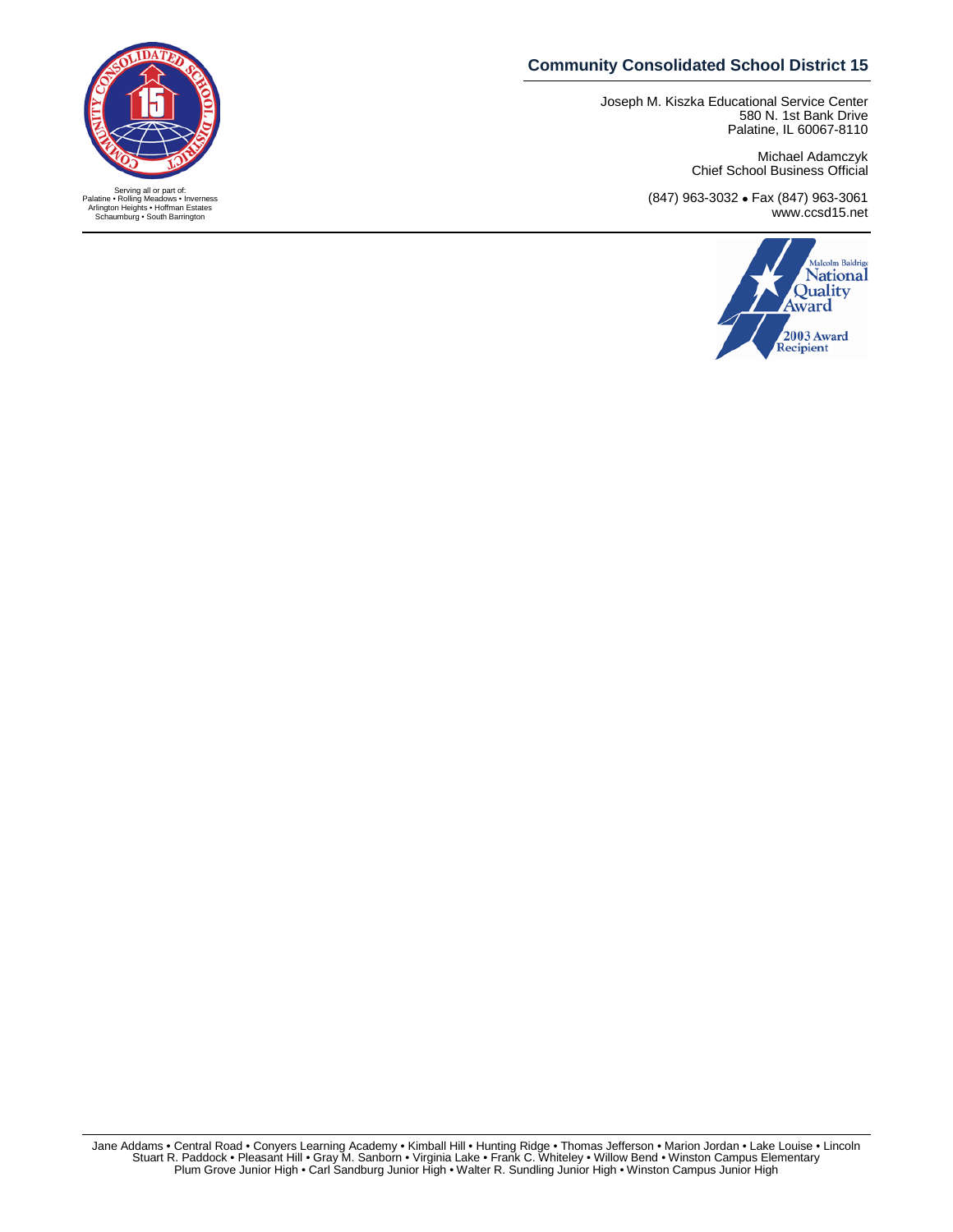Serving all or part of:
Palatine • Rolling Meadows • Inverness
Arlington Heights • Hoffman Estates
Schaumburg • South Barrington

**Community Consolidated School District 15**

Joseph M. Kiszka Educational Service Center
580 N. 1st Bank Drive
Palatine, IL 60067-8110

Michael Adamczyk
Chief School Business Official

(847) 963-3032 • Fax (847) 963-3061
www.ccsd15.net

Malcolm Baldrige National Quality Award
2003 Award Recipient

Jane Addams • Central Road • Conyers Learning Academy • Kimball Hill • Hunting Ridge • Thomas Jefferson • Marion Jordan • Lake Louise • Lincoln
Stuart R. Paddock • Pleasant Hill • Gray M. Sanborn • Virginia Lake • Frank C. Whiteley • Willow Bend • Winston Campus Elementary
Plum Grove Junior High • Carl Sandburg Junior High • Walter R. Sundling Junior High • Winston Campus Junior High